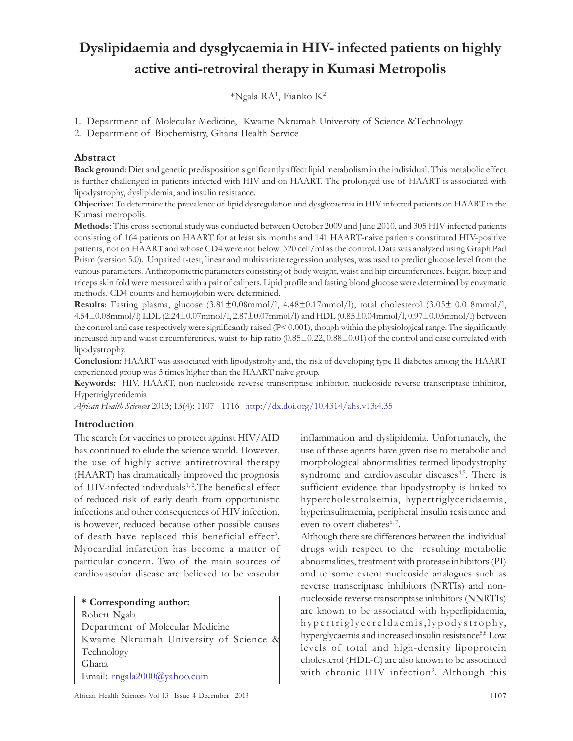# Dyslipidaemia and dysglycaemia in HIV- infected patients on highly active anti-retroviral therapy in Kumasi Metropolis

*Ngala RA[1], Fianko K[2]

1. Department of Molecular Medicine, Kwame Nkrumah University of Science &Technology
2. Department of Biochemistry, Ghana Health Service

## Abstract

**Back ground**: Diet and genetic predisposition significantly affect lipid metabolism in the individual. This metabolic effect is further challenged in patients infected with HIV and on HAART. The prolonged use of HAART is associated with lipodystrophy, dyslipidemia, and insulin resistance.

**Objective:** To determine the prevalence of lipid dysregulation and dysglycaemia in HIV infected patients on HAART in the Kumasi metropolis.

**Methods**: This cross sectional study was conducted between October 2009 and June 2010, and 305 HIV-infected patients consisting of 164 patients on HAART for at least six months and 141 HAART-naive patients constituted HIV-positive patients, not on HAART and whose CD4 were not below 320 cell/ml as the control. Data was analyzed using Graph Pad Prism (version 5.0). Unpaired t-test, linear and multivariate regression analyses, was used to predict glucose level from the various parameters. Anthropometric parameters consisting of body weight, waist and hip circumferences, height, bicep and triceps skin fold were measured with a pair of calipers. Lipid profile and fasting blood glucose were determined by enzymatic methods. CD4 counts and hemoglobin were determined.

**Results**: Fasting plasma, glucose (3.81±0.08mmol/l, 4.48±0.17mmol/l), total cholesterol (3.05± 0. 08mmol/l, 4.54±0.08mmol/l) LDL (2.24±0.07mmol/l, 2.87±0.07mmol/l) and HDL (0.85±0.04mmol/l, 0.97±0.03mmol/l) between the control and case respectively were significantly raised ($P< 0.001$), though within the physiological range. The significantly increased hip and waist circumferences, waist-to-hip ratio (0.85±0.22, 0.88±0.01) of the control and case correlated with lipodystrophy.

**Conclusion:** HAART was associated with lipodystrohy and, the risk of developing type II diabetes among the HAART experienced group was 5 times higher than the HAART naive group.

**Keywords:** HIV, HAART, non-nucleoside reverse transcriptase inhibitor, nucleoside reverse transcriptase inhibitor, Hypertriglyceridemia

*African Health Sciences* 2013; 13(4): 1107 - 1116 http://dx.doi.org/10.4314/ahs.v13i4.35

## Introduction

The search for vaccines to protect against HIV/AID has continued to elude the science world. However, the use of highly active antiretroviral therapy (HAART) has dramatically improved the prognosis of HIV-infected individuals[1, 2].The beneficial effect of reduced risk of early death from opportunistic infections and other consequences of HIV infection, is however, reduced because other possible causes of death have replaced this beneficial effect[3]. Myocardial infarction has become a matter of particular concern. Two of the main sources of cardiovascular disease are believed to be vascular inflammation and dyslipidemia. Unfortunately, the use of these agents have given rise to metabolic and morphological abnormalities termed lipodystrophy syndrome and cardiovascular diseases[4,5]. There is sufficient evidence that lipodystrophy is linked to hypercholestrolaemia, hypertriglyceridaemia, hyperinsulinaemia, peripheral insulin resistance and even to overt diabetes[6, 7].

Although there are differences between the individual drugs with respect to the resulting metabolic abnormalities, treatment with protease inhibitors (PI) and to some extent nucleoside analogues such as reverse transcriptase inhibitors (NRTIs) and non-nucleoside reverse transcriptase inhibitors (NNRTIs) are known to be associated with hyperlipidaemia, hypertriglycereldaemis,lypodystrophy, hyperglycaemia and increased insulin resistance[5,8]. Low levels of total and high-density lipoprotein cholesterol (HDL-C) are also known to be associated with chronic HIV infection[9]. Although this

**\* Corresponding author:**
Robert Ngala
Department of Molecular Medicine
Kwame Nkrumah University of Science & Technology
Ghana
Email: rngala2000@yahoo.com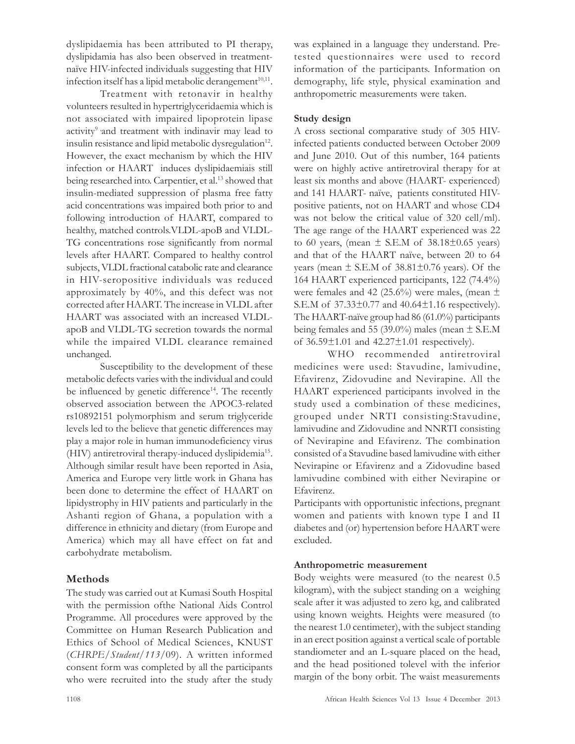dyslipidaemia has been attributed to PI therapy, dyslipidamia has also been observed in treatment-naïve HIV-infected individuals suggesting that HIV infection itself has a lipid metabolic derangement[10,11].

Treatment with retonavir in healthy volunteers resulted in hypertriglyceridaemia which is not associated with impaired lipoprotein lipase activity[9] and treatment with indinavir may lead to insulin resistance and lipid metabolic dysregulation[12]. However, the exact mechanism by which the HIV infection or HAART induces dyslipidaemiais still being researched into. Carpentier, et al.[13] showed that insulin-mediated suppression of plasma free fatty acid concentrations was impaired both prior to and following introduction of HAART, compared to healthy, matched controls.VLDL-apoB and VLDL-TG concentrations rose significantly from normal levels after HAART. Compared to healthy control subjects, VLDL fractional catabolic rate and clearance in HIV-seropositive individuals was reduced approximately by 40%, and this defect was not corrected after HAART. The increase in VLDL after HAART was associated with an increased VLDL-apoB and VLDL-TG secretion towards the normal while the impaired VLDL clearance remained unchanged.

Susceptibility to the development of these metabolic defects varies with the individual and could be influenced by genetic difference[14]. The recently observed association between the APOC3-related rs10892151 polymorphism and serum triglyceride levels led to the believe that genetic differences may play a major role in human immunodeficiency virus (HIV) antiretroviral therapy-induced dyslipidemia[15]. Although similar result have been reported in Asia, America and Europe very little work in Ghana has been done to determine the effect of HAART on lipidystrophy in HIV patients and particularly in the Ashanti region of Ghana, a population with a difference in ethnicity and dietary (from Europe and America) which may all have effect on fat and carbohydrate metabolism.

## Methods

The study was carried out at Kumasi South Hospital with the permission ofthe National Aids Control Programme. All procedures were approved by the Committee on Human Research Publication and Ethics of School of Medical Sciences, KNUST (*CHRPE/Student/113/09*). A written informed consent form was completed by all the participants who were recruited into the study after the study was explained in a language they understand. Pre-tested questionnaires were used to record information of the participants. Information on demography, life style, physical examination and anthropometric measurements were taken.

### Study design

A cross sectional comparative study of 305 HIV-infected patients conducted between October 2009 and June 2010. Out of this number, 164 patients were on highly active antiretroviral therapy for at least six months and above (HAART- experienced) and 141 HAART- naïve, patients constituted HIV-positive patients, not on HAART and whose CD4 was not below the critical value of 320 cell/ml). The age range of the HAART experienced was 22 to 60 years, (mean ± S.E.M of 38.18±0.65 years) and that of the HAART naïve, between 20 to 64 years (mean ± S.E.M of 38.81±0.76 years). Of the 164 HAART experienced participants, 122 (74.4%) were females and 42 (25.6%) were males, (mean ± S.E.M of 37.33±0.77 and 40.64±1.16 respectively). The HAART-naïve group had 86 (61.0%) participants being females and 55 (39.0%) males (mean ± S.E.M of 36.59±1.01 and 42.27±1.01 respectively).

WHO recommended antiretroviral medicines were used: Stavudine, lamivudine, Efavirenz, Zidovudine and Nevirapine. All the HAART experienced participants involved in the study used a combination of these medicines, grouped under NRTI consisting:Stavudine, lamivudine and Zidovudine and NNRTI consisting of Nevirapine and Efavirenz. The combination consisted of a Stavudine based lamivudine with either Nevirapine or Efavirenz and a Zidovudine based lamivudine combined with either Nevirapine or Efavirenz.

Participants with opportunistic infections, pregnant women and patients with known type I and II diabetes and (or) hypertension before HAART were excluded.

### Anthropometric measurement

Body weights were measured (to the nearest 0.5 kilogram), with the subject standing on a weighing scale after it was adjusted to zero kg, and calibrated using known weights. Heights were measured (to the nearest 1.0 centimeter), with the subject standing in an erect position against a vertical scale of portable standiometer and an L-square placed on the head, and the head positioned tolevel with the inferior margin of the bony orbit. The waist measurements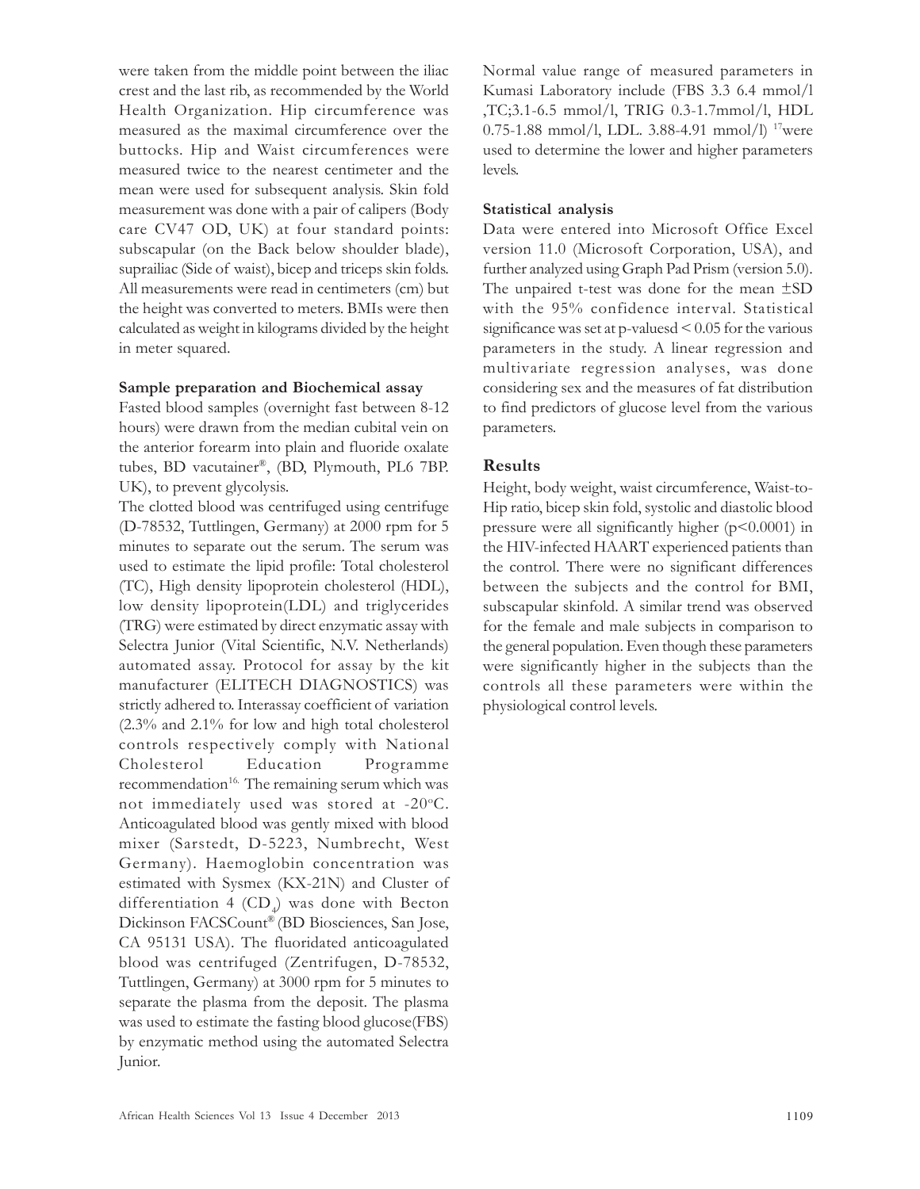were taken from the middle point between the iliac crest and the last rib, as recommended by the World Health Organization. Hip circumference was measured as the maximal circumference over the buttocks. Hip and Waist circumferences were measured twice to the nearest centimeter and the mean were used for subsequent analysis. Skin fold measurement was done with a pair of calipers (Body care CV47 OD, UK) at four standard points: subscapular (on the Back below shoulder blade), suprailiac (Side of waist), bicep and triceps skin folds. All measurements were read in centimeters (cm) but the height was converted to meters. BMIs were then calculated as weight in kilograms divided by the height in meter squared.

**Sample preparation and Biochemical assay**

Fasted blood samples (overnight fast between 8-12 hours) were drawn from the median cubital vein on the anterior forearm into plain and fluoride oxalate tubes, BD vacutainer®, (BD, Plymouth, PL6 7BP. UK), to prevent glycolysis.

The clotted blood was centrifuged using centrifuge (D-78532, Tuttlingen, Germany) at 2000 rpm for 5 minutes to separate out the serum. The serum was used to estimate the lipid profile: Total cholesterol (TC), High density lipoprotein cholesterol (HDL), low density lipoprotein(LDL) and triglycerides (TRG) were estimated by direct enzymatic assay with Selectra Junior (Vital Scientific, N.V. Netherlands) automated assay. Protocol for assay by the kit manufacturer (ELITECH DIAGNOSTICS) was strictly adhered to. Interassay coefficient of variation (2.3% and 2.1% for low and high total cholesterol controls respectively comply with National Cholesterol Education Programme recommendation[16]. The remaining serum which was not immediately used was stored at -20°C. Anticoagulated blood was gently mixed with blood mixer (Sarstedt, D-5223, Numbrecht, West Germany). Haemoglobin concentration was estimated with Sysmex (KX-21N) and Cluster of differentiation 4 ($CD_4$) was done with Becton Dickinson FACSCount® (BD Biosciences, San Jose, CA 95131 USA). The fluoridated anticoagulated blood was centrifuged (Zentrifugen, D-78532, Tuttlingen, Germany) at 3000 rpm for 5 minutes to separate the plasma from the deposit. The plasma was used to estimate the fasting blood glucose(FBS) by enzymatic method using the automated Selectra Junior.

Normal value range of measured parameters in Kumasi Laboratory include (FBS 3.3 6.4 mmol/l ,TC;3.1-6.5 mmol/l, TRIG 0.3-1.7mmol/l, HDL 0.75-1.88 mmol/l, LDL. 3.88-4.91 mmol/l) [17]were used to determine the lower and higher parameters levels.

**Statistical analysis**

Data were entered into Microsoft Office Excel version 11.0 (Microsoft Corporation, USA), and further analyzed using Graph Pad Prism (version 5.0). The unpaired t-test was done for the mean ±SD with the 95% confidence interval. Statistical significance was set at p-valuesd < 0.05 for the various parameters in the study. A linear regression and multivariate regression analyses, was done considering sex and the measures of fat distribution to find predictors of glucose level from the various parameters.

## Results

Height, body weight, waist circumference, Waist-to-Hip ratio, bicep skin fold, systolic and diastolic blood pressure were all significantly higher ($p<0.0001$) in the HIV-infected HAART experienced patients than the control. There were no significant differences between the subjects and the control for BMI, subscapular skinfold. A similar trend was observed for the female and male subjects in comparison to the general population. Even though these parameters were significantly higher in the subjects than the controls all these parameters were within the physiological control levels.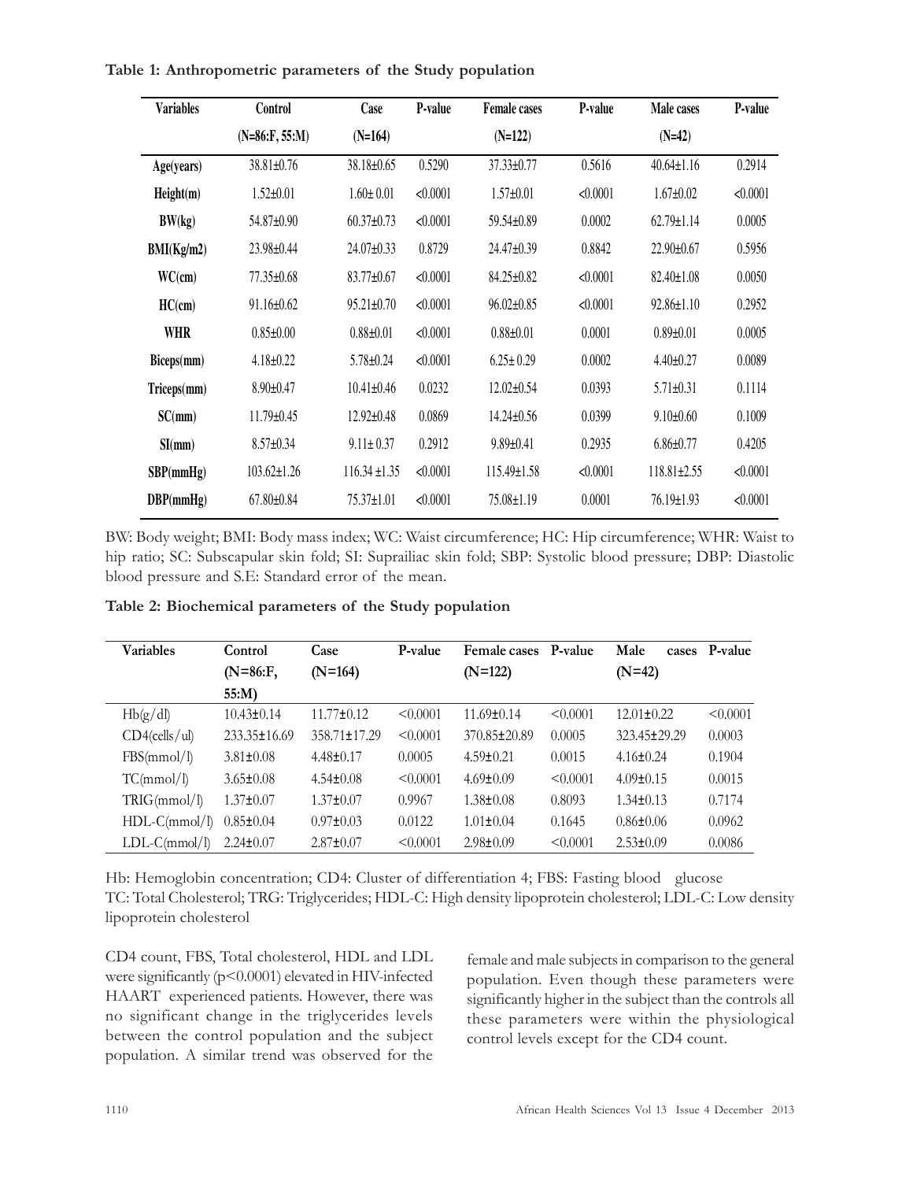**Table 1: Anthropometric parameters of the Study population**

| Variables | Control (N=86:F, 55:M) | Case (N=164) | P-value | Female cases (N=122) | P-value | Male cases (N=42) | P-value |
|---|---|---|---|---|---|---|---|
| Age(years) | 38.81±0.76 | 38.18±0.65 | 0.5290 | 37.33±0.77 | 0.5616 | 40.64±1.16 | 0.2914 |
| Height(m) | 1.52±0.01 | 1.60± 0.01 | <0.0001 | 1.57±0.01 | <0.0001 | 1.67±0.02 | <0.0001 |
| BW(kg) | 54.87±0.90 | 60.37±0.73 | <0.0001 | 59.54±0.89 | 0.0002 | 62.79±1.14 | 0.0005 |
| BMI(Kg/m2) | 23.98±0.44 | 24.07±0.33 | 0.8729 | 24.47±0.39 | 0.8842 | 22.90±0.67 | 0.5956 |
| WC(cm) | 77.35±0.68 | 83.77±0.67 | <0.0001 | 84.25±0.82 | <0.0001 | 82.40±1.08 | 0.0050 |
| HC(cm) | 91.16±0.62 | 95.21±0.70 | <0.0001 | 96.02±0.85 | <0.0001 | 92.86±1.10 | 0.2952 |
| WHR | 0.85±0.00 | 0.88±0.01 | <0.0001 | 0.88±0.01 | 0.0001 | 0.89±0.01 | 0.0005 |
| Biceps(mm) | 4.18±0.22 | 5.78±0.24 | <0.0001 | 6.25± 0.29 | 0.0002 | 4.40±0.27 | 0.0089 |
| Triceps(mm) | 8.90±0.47 | 10.41±0.46 | 0.0232 | 12.02±0.54 | 0.0393 | 5.71±0.31 | 0.1114 |
| SC(mm) | 11.79±0.45 | 12.92±0.48 | 0.0869 | 14.24±0.56 | 0.0399 | 9.10±0.60 | 0.1009 |
| SI(mm) | 8.57±0.34 | 9.11± 0.37 | 0.2912 | 9.89±0.41 | 0.2935 | 6.86±0.77 | 0.4205 |
| SBP(mmHg) | 103.62±1.26 | 116.34 ±1.35 | <0.0001 | 115.49±1.58 | <0.0001 | 118.81±2.55 | <0.0001 |
| DBP(mmHg) | 67.80±0.84 | 75.37±1.01 | <0.0001 | 75.08±1.19 | 0.0001 | 76.19±1.93 | <0.0001 |

BW: Body weight; BMI: Body mass index; WC: Waist circumference; HC: Hip circumference; WHR: Waist to hip ratio; SC: Subscapular skin fold; SI: Suprailiac skin fold; SBP: Systolic blood pressure; DBP: Diastolic blood pressure and S.E: Standard error of the mean.

**Table 2: Biochemical parameters of the Study population**

| Variables | Control (N=86:F, 55:M) | Case (N=164) | P-value | Female cases (N=122) | P-value | Male cases (N=42) | P-value |
|---|---|---|---|---|---|---|---|
| Hb(g/dl) | 10.43±0.14 | 11.77±0.12 | <0.0001 | 11.69±0.14 | <0.0001 | 12.01±0.22 | <0.0001 |
| CD4(cells/ul) | 233.35±16.69 | 358.71±17.29 | <0.0001 | 370.85±20.89 | 0.0005 | 323.45±29.29 | 0.0003 |
| FBS(mmol/l) | 3.81±0.08 | 4.48±0.17 | 0.0005 | 4.59±0.21 | 0.0015 | 4.16±0.24 | 0.1904 |
| TC(mmol/l) | 3.65±0.08 | 4.54±0.08 | <0.0001 | 4.69±0.09 | <0.0001 | 4.09±0.15 | 0.0015 |
| TRIG(mmol/l) | 1.37±0.07 | 1.37±0.07 | 0.9967 | 1.38±0.08 | 0.8093 | 1.34±0.13 | 0.7174 |
| HDL-C(mmol/l) | 0.85±0.04 | 0.97±0.03 | 0.0122 | 1.01±0.04 | 0.1645 | 0.86±0.06 | 0.0962 |
| LDL-C(mmol/l) | 2.24±0.07 | 2.87±0.07 | <0.0001 | 2.98±0.09 | <0.0001 | 2.53±0.09 | 0.0086 |

Hb: Hemoglobin concentration; CD4: Cluster of differentiation 4; FBS: Fasting blood glucose
TC: Total Cholesterol; TRG: Triglycerides; HDL-C: High density lipoprotein cholesterol; LDL-C: Low density lipoprotein cholesterol

CD4 count, FBS, Total cholesterol, HDL and LDL were significantly ($p<0.0001$) elevated in HIV-infected HAART experienced patients. However, there was no significant change in the triglycerides levels between the control population and the subject population. A similar trend was observed for the female and male subjects in comparison to the general population. Even though these parameters were significantly higher in the subject than the controls all these parameters were within the physiological control levels except for the CD4 count.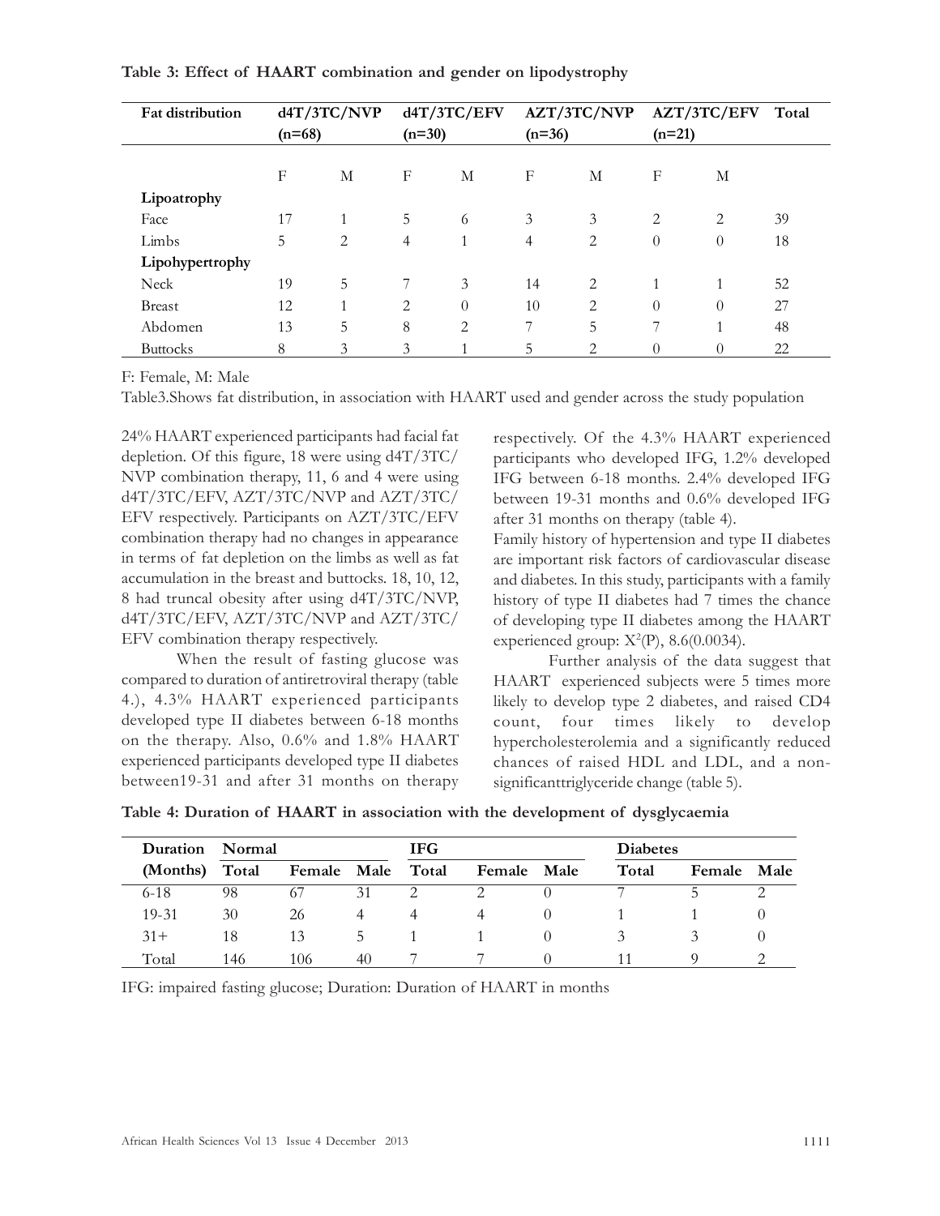**Table 3: Effect of HAART combination and gender on lipodystrophy**

| Fat distribution | d4T/3TC/NVP (n=68) | | d4T/3TC/EFV (n=30) | | AZT/3TC/NVP (n=36) | | AZT/3TC/EFV (n=21) | | Total |
|---|---|---|---|---|---|---|---|---|---|
| | F | M | F | M | F | M | F | M | |
| **Lipoatrophy** | | | | | | | | | |
| Face | 17 | 1 | 5 | 6 | 3 | 3 | 2 | 2 | 39 |
| Limbs | 5 | 2 | 4 | 1 | 4 | 2 | 0 | 0 | 18 |
| **Lipohypertrophy** | | | | | | | | | |
| Neck | 19 | 5 | 7 | 3 | 14 | 2 | 1 | 1 | 52 |
| Breast | 12 | 1 | 2 | 0 | 10 | 2 | 0 | 0 | 27 |
| Abdomen | 13 | 5 | 8 | 2 | 7 | 5 | 7 | 1 | 48 |
| Buttocks | 8 | 3 | 3 | 1 | 5 | 2 | 0 | 0 | 22 |

F: Female, M: Male

Table3.Shows fat distribution, in association with HAART used and gender across the study population

24% HAART experienced participants had facial fat depletion. Of this figure, 18 were using d4T/3TC/NVP combination therapy, 11, 6 and 4 were using d4T/3TC/EFV, AZT/3TC/NVP and AZT/3TC/EFV respectively. Participants on AZT/3TC/EFV combination therapy had no changes in appearance in terms of fat depletion on the limbs as well as fat accumulation in the breast and buttocks. 18, 10, 12, 8 had truncal obesity after using d4T/3TC/NVP, d4T/3TC/EFV, AZT/3TC/NVP and AZT/3TC/EFV combination therapy respectively.

When the result of fasting glucose was compared to duration of antiretroviral therapy (table 4.), 4.3% HAART experienced participants developed type II diabetes between 6-18 months on the therapy. Also, 0.6% and 1.8% HAART experienced participants developed type II diabetes between19-31 and after 31 months on therapy respectively. Of the 4.3% HAART experienced participants who developed IFG, 1.2% developed IFG between 6-18 months. 2.4% developed IFG between 19-31 months and 0.6% developed IFG after 31 months on therapy (table 4).

Family history of hypertension and type II diabetes are important risk factors of cardiovascular disease and diabetes. In this study, participants with a family history of type II diabetes had 7 times the chance of developing type II diabetes among the HAART experienced group: $X^2$(P), 8.6(0.0034).

Further analysis of the data suggest that HAART experienced subjects were 5 times more likely to develop type 2 diabetes, and raised CD4 count, four times likely to develop hypercholesterolemia and a significantly reduced chances of raised HDL and LDL, and a non-significanttriglyceride change (table 5).

**Table 4: Duration of HAART in association with the development of dysglycaemia**

| Duration (Months) | Normal Total | Female | Male | IFG Total | Female | Male | Diabetes Total | Female | Male |
|---|---|---|---|---|---|---|---|---|---|
| 6-18 | 98 | 67 | 31 | 2 | 2 | 0 | 7 | 5 | 2 |
| 19-31 | 30 | 26 | 4 | 4 | 4 | 0 | 1 | 1 | 0 |
| 31+ | 18 | 13 | 5 | 1 | 1 | 0 | 3 | 3 | 0 |
| Total | 146 | 106 | 40 | 7 | 7 | 0 | 11 | 9 | 2 |

IFG: impaired fasting glucose; Duration: Duration of HAART in months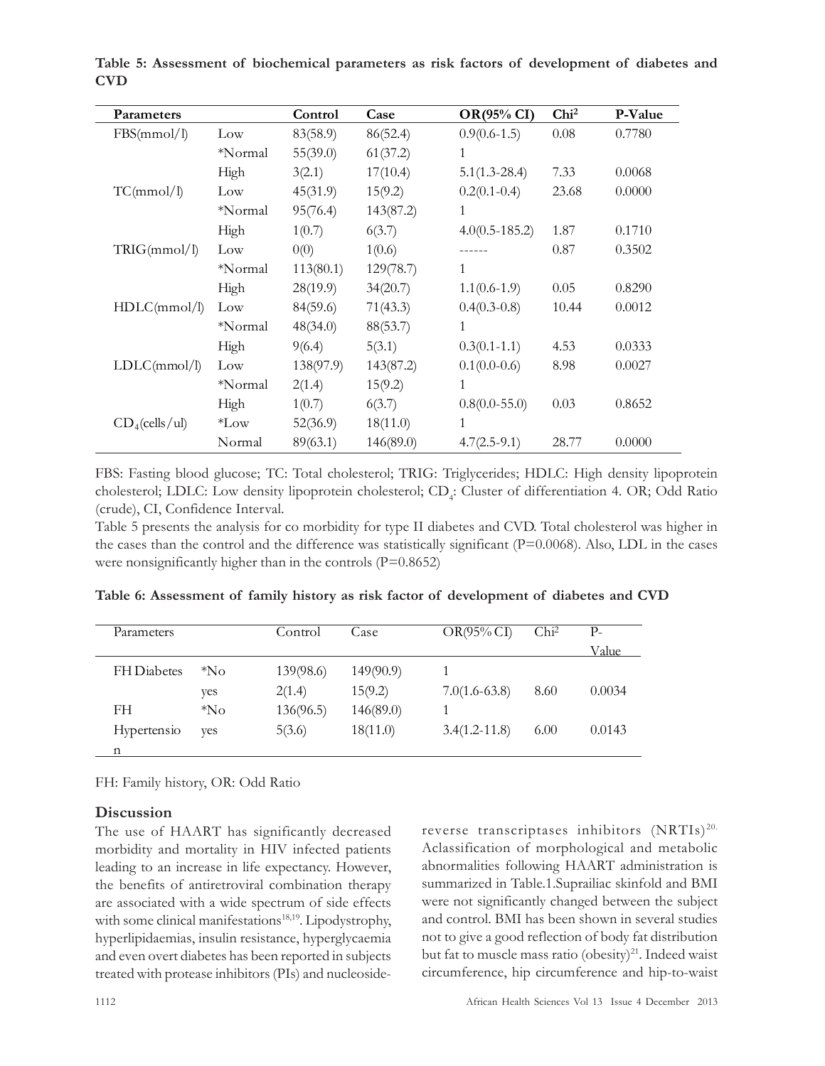**Table 5: Assessment of biochemical parameters as risk factors of development of diabetes and CVD**

| Parameters | | Control | Case | OR(95% CI) | $Chi^2$ | P-Value |
|---|---|---|---|---|---|---|
| FBS(mmol/l) | Low | 83(58.9) | 86(52.4) | 0.9(0.6-1.5) | 0.08 | 0.7780 |
| | *Normal | 55(39.0) | 61(37.2) | 1 | | |
| | High | 3(2.1) | 17(10.4) | 5.1(1.3-28.4) | 7.33 | 0.0068 |
| TC(mmol/l) | Low | 45(31.9) | 15(9.2) | 0.2(0.1-0.4) | 23.68 | 0.0000 |
| | *Normal | 95(76.4) | 143(87.2) | 1 | | |
| | High | 1(0.7) | 6(3.7) | 4.0(0.5-185.2) | 1.87 | 0.1710 |
| TRIG(mmol/l) | Low | 0(0) | 1(0.6) | ------ | 0.87 | 0.3502 |
| | *Normal | 113(80.1) | 129(78.7) | 1 | | |
| | High | 28(19.9) | 34(20.7) | 1.1(0.6-1.9) | 0.05 | 0.8290 |
| HDLC(mmol/l) | Low | 84(59.6) | 71(43.3) | 0.4(0.3-0.8) | 10.44 | 0.0012 |
| | *Normal | 48(34.0) | 88(53.7) | 1 | | |
| | High | 9(6.4) | 5(3.1) | 0.3(0.1-1.1) | 4.53 | 0.0333 |
| LDLC(mmol/l) | Low | 138(97.9) | 143(87.2) | 0.1(0.0-0.6) | 8.98 | 0.0027 |
| | *Normal | 2(1.4) | 15(9.2) | 1 | | |
| | High | 1(0.7) | 6(3.7) | 0.8(0.0-55.0) | 0.03 | 0.8652 |
| $CD_4$(cells/ul) | *Low | 52(36.9) | 18(11.0) | 1 | | |
| | Normal | 89(63.1) | 146(89.0) | 4.7(2.5-9.1) | 28.77 | 0.0000 |

FBS: Fasting blood glucose; TC: Total cholesterol; TRIG: Triglycerides; HDLC: High density lipoprotein cholesterol; LDLC: Low density lipoprotein cholesterol; $CD_4$: Cluster of differentiation 4. OR; Odd Ratio (crude), CI, Confidence Interval.

Table 5 presents the analysis for co morbidity for type II diabetes and CVD. Total cholesterol was higher in the cases than the control and the difference was statistically significant (P=0.0068). Also, LDL in the cases were nonsignificantly higher than in the controls (P=0.8652)

**Table 6: Assessment of family history as risk factor of development of diabetes and CVD**

| Parameters | | Control | Case | OR(95% CI) | $Chi^2$ | P-Value |
|---|---|---|---|---|---|---|
| FH Diabetes | *No | 139(98.6) | 149(90.9) | 1 | | |
| | yes | 2(1.4) | 15(9.2) | 7.0(1.6-63.8) | 8.60 | 0.0034 |
| FH Hypertension | *No | 136(96.5) | 146(89.0) | 1 | | |
| | yes | 5(3.6) | 18(11.0) | 3.4(1.2-11.8) | 6.00 | 0.0143 |

FH: Family history, OR: Odd Ratio

## Discussion

The use of HAART has significantly decreased morbidity and mortality in HIV infected patients leading to an increase in life expectancy. However, the benefits of antiretroviral combination therapy are associated with a wide spectrum of side effects with some clinical manifestations[18,19]. Lipodystrophy, hyperlipidaemias, insulin resistance, hyperglycaemia and even overt diabetes has been reported in subjects treated with protease inhibitors (PIs) and nucleoside-reverse transcriptases inhibitors (NRTIs)[20]. Aclassification of morphological and metabolic abnormalities following HAART administration is summarized in Table.1.Suprailiac skinfold and BMI were not significantly changed between the subject and control. BMI has been shown in several studies not to give a good reflection of body fat distribution but fat to muscle mass ratio (obesity)[21]. Indeed waist circumference, hip circumference and hip-to-waist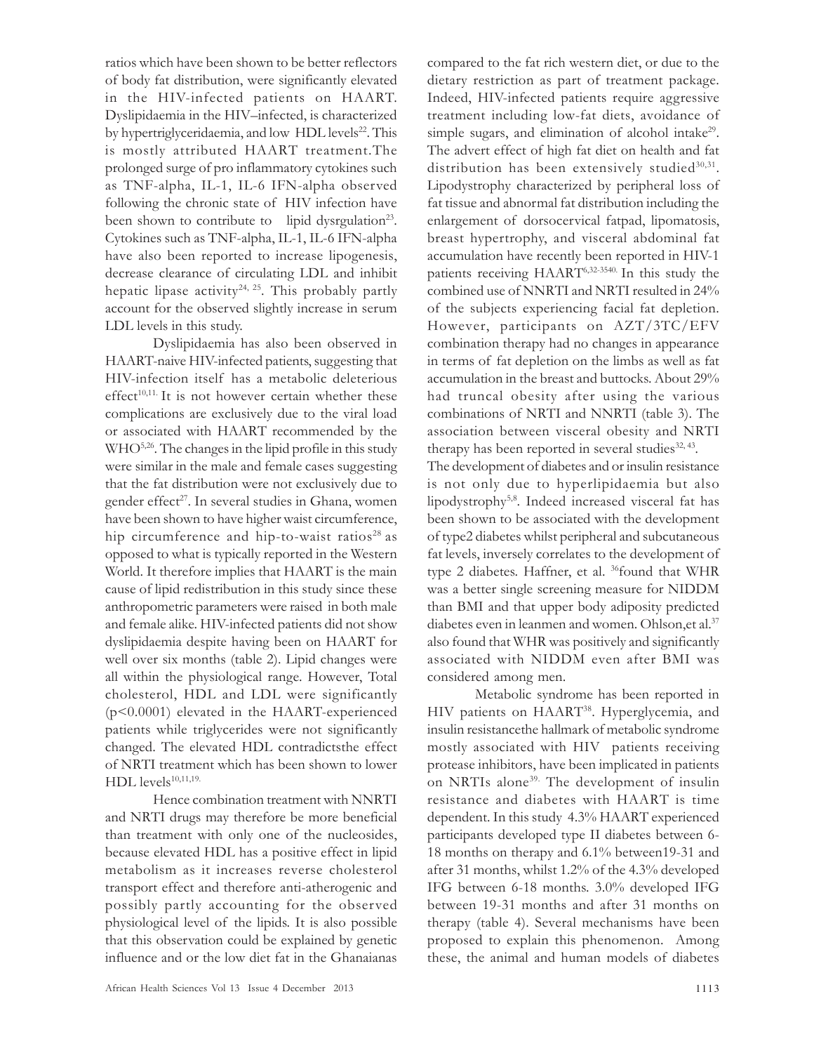ratios which have been shown to be better reflectors of body fat distribution, were significantly elevated in the HIV-infected patients on HAART. Dyslipidaemia in the HIV–infected, is characterized by hypertriglyceridaemia, and low HDL levels[22]. This is mostly attributed HAART treatment.The prolonged surge of pro inflammatory cytokines such as TNF-alpha, IL-1, IL-6 IFN-alpha observed following the chronic state of HIV infection have been shown to contribute to lipid dysrgulation[23]. Cytokines such as TNF-alpha, IL-1, IL-6 IFN-alpha have also been reported to increase lipogenesis, decrease clearance of circulating LDL and inhibit hepatic lipase activity[24, 25]. This probably partly account for the observed slightly increase in serum LDL levels in this study.

Dyslipidaemia has also been observed in HAART-naive HIV-infected patients, suggesting that HIV-infection itself has a metabolic deleterious effect[10,11]. It is not however certain whether these complications are exclusively due to the viral load or associated with HAART recommended by the WHO[5,26]. The changes in the lipid profile in this study were similar in the male and female cases suggesting that the fat distribution were not exclusively due to gender effect[27]. In several studies in Ghana, women have been shown to have higher waist circumference, hip circumference and hip-to-waist ratios[28] as opposed to what is typically reported in the Western World. It therefore implies that HAART is the main cause of lipid redistribution in this study since these anthropometric parameters were raised in both male and female alike. HIV-infected patients did not show dyslipidaemia despite having been on HAART for well over six months (table 2). Lipid changes were all within the physiological range. However, Total cholesterol, HDL and LDL were significantly ($p<0.0001$) elevated in the HAART-experienced patients while triglycerides were not significantly changed. The elevated HDL contradictsthe effect of NRTI treatment which has been shown to lower HDL levels[10,11,19].

Hence combination treatment with NNRTI and NRTI drugs may therefore be more beneficial than treatment with only one of the nucleosides, because elevated HDL has a positive effect in lipid metabolism as it increases reverse cholesterol transport effect and therefore anti-atherogenic and possibly partly accounting for the observed physiological level of the lipids. It is also possible that this observation could be explained by genetic influence and or the low diet fat in the Ghanaianas compared to the fat rich western diet, or due to the dietary restriction as part of treatment package. Indeed, HIV-infected patients require aggressive treatment including low-fat diets, avoidance of simple sugars, and elimination of alcohol intake[29]. The advert effect of high fat diet on health and fat distribution has been extensively studied[30,31]. Lipodystrophy characterized by peripheral loss of fat tissue and abnormal fat distribution including the enlargement of dorsocervical fatpad, lipomatosis, breast hypertrophy, and visceral abdominal fat accumulation have recently been reported in HIV-1 patients receiving HAART[6,32-3540]. In this study the combined use of NNRTI and NRTI resulted in 24% of the subjects experiencing facial fat depletion. However, participants on AZT/3TC/EFV combination therapy had no changes in appearance in terms of fat depletion on the limbs as well as fat accumulation in the breast and buttocks. About 29% had truncal obesity after using the various combinations of NRTI and NNRTI (table 3). The association between visceral obesity and NRTI therapy has been reported in several studies[32, 43].

The development of diabetes and or insulin resistance is not only due to hyperlipidaemia but also lipodystrophy[5,8]. Indeed increased visceral fat has been shown to be associated with the development of type2 diabetes whilst peripheral and subcutaneous fat levels, inversely correlates to the development of type 2 diabetes. Haffner, et al. [36]found that WHR was a better single screening measure for NIDDM than BMI and that upper body adiposity predicted diabetes even in leanmen and women. Ohlson,et al.[37] also found that WHR was positively and significantly associated with NIDDM even after BMI was considered among men.

Metabolic syndrome has been reported in HIV patients on HAART[38]. Hyperglycemia, and insulin resistancethe hallmark of metabolic syndrome mostly associated with HIV patients receiving protease inhibitors, have been implicated in patients on NRTIs alone[39]. The development of insulin resistance and diabetes with HAART is time dependent. In this study 4.3% HAART experienced participants developed type II diabetes between 6-18 months on therapy and 6.1% between19-31 and after 31 months, whilst 1.2% of the 4.3% developed IFG between 6-18 months. 3.0% developed IFG between 19-31 months and after 31 months on therapy (table 4). Several mechanisms have been proposed to explain this phenomenon. Among these, the animal and human models of diabetes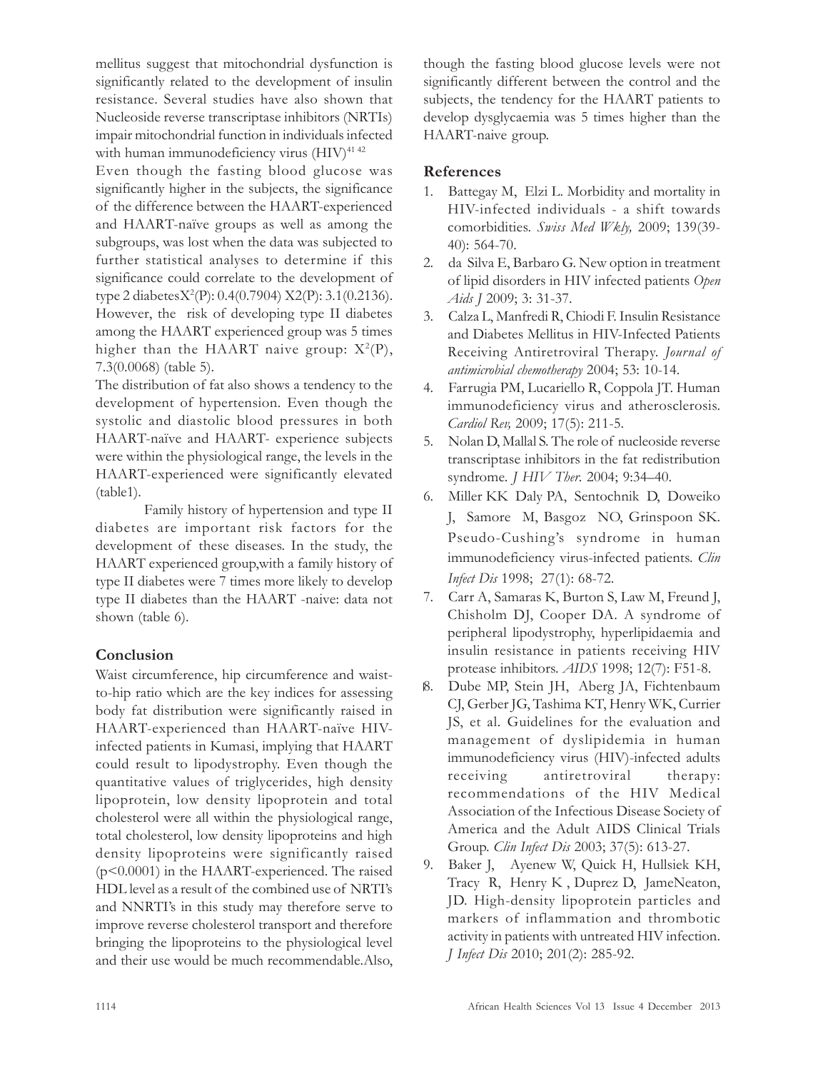mellitus suggest that mitochondrial dysfunction is significantly related to the development of insulin resistance. Several studies have also shown that Nucleoside reverse transcriptase inhibitors (NRTIs) impair mitochondrial function in individuals infected with human immunodeficiency virus (HIV)[41 42]

Even though the fasting blood glucose was significantly higher in the subjects, the significance of the difference between the HAART-experienced and HAART-naïve groups as well as among the subgroups, was lost when the data was subjected to further statistical analyses to determine if this significance could correlate to the development of type 2 diabetes$X^2$(P): 0.4(0.7904) X2(P): 3.1(0.2136). However, the risk of developing type II diabetes among the HAART experienced group was 5 times higher than the HAART naive group: $X^2$(P), 7.3(0.0068) (table 5).

The distribution of fat also shows a tendency to the development of hypertension. Even though the systolic and diastolic blood pressures in both HAART-naïve and HAART- experience subjects were within the physiological range, the levels in the HAART-experienced were significantly elevated (table1).

Family history of hypertension and type II diabetes are important risk factors for the development of these diseases. In the study, the HAART experienced group,with a family history of type II diabetes were 7 times more likely to develop type II diabetes than the HAART -naive: data not shown (table 6).

## Conclusion

Waist circumference, hip circumference and waist-to-hip ratio which are the key indices for assessing body fat distribution were significantly raised in HAART-experienced than HAART-naïve HIV-infected patients in Kumasi, implying that HAART could result to lipodystrophy. Even though the quantitative values of triglycerides, high density lipoprotein, low density lipoprotein and total cholesterol were all within the physiological range, total cholesterol, low density lipoproteins and high density lipoproteins were significantly raised ($p<0.0001$) in the HAART-experienced. The raised HDL level as a result of the combined use of NRTI's and NNRTI's in this study may therefore serve to improve reverse cholesterol transport and therefore bringing the lipoproteins to the physiological level and their use would be much recommendable.Also, though the fasting blood glucose levels were not significantly different between the control and the subjects, the tendency for the HAART patients to develop dysglycaemia was 5 times higher than the HAART-naive group.

## References

1. Battegay M, Elzi L. Morbidity and mortality in HIV-infected individuals - a shift towards comorbidities. *Swiss Med Wkly,* 2009; 139(39-40): 564-70.
2. da Silva E, Barbaro G. New option in treatment of lipid disorders in HIV infected patients *Open Aids J* 2009; 3: 31-37.
3. Calza L, Manfredi R, Chiodi F. Insulin Resistance and Diabetes Mellitus in HIV-Infected Patients Receiving Antiretroviral Therapy. *Journal of antimicrobial chemotherapy* 2004; 53: 10-14.
4. Farrugia PM, Lucariello R, Coppola JT. Human immunodeficiency virus and atherosclerosis. *Cardiol Rev,* 2009; 17(5): 211-5.
5. Nolan D, Mallal S. The role of nucleoside reverse transcriptase inhibitors in the fat redistribution syndrome. *J HIV Ther.* 2004; 9:34–40.
6. Miller KK Daly PA, Sentochnik D, Doweiko J, Samore M, Basgoz NO, Grinspoon SK. Pseudo-Cushing's syndrome in human immunodeficiency virus-infected patients. *Clin Infect Dis* 1998; 27(1): 68-72.
7. Carr A, Samaras K, Burton S, Law M, Freund J, Chisholm DJ, Cooper DA. A syndrome of peripheral lipodystrophy, hyperlipidaemia and insulin resistance in patients receiving HIV protease inhibitors. *AIDS* 1998; 12(7): F51-8.
8. Dube MP, Stein JH, Aberg JA, Fichtenbaum CJ, Gerber JG, Tashima KT, Henry WK, Currier JS, et al. Guidelines for the evaluation and management of dyslipidemia in human immunodeficiency virus (HIV)-infected adults receiving antiretroviral therapy: recommendations of the HIV Medical Association of the Infectious Disease Society of America and the Adult AIDS Clinical Trials Group. *Clin Infect Dis* 2003; 37(5): 613-27.
9. Baker J, Ayenew W, Quick H, Hullsiek KH, Tracy R, Henry K , Duprez D, JameNeaton, JD. High-density lipoprotein particles and markers of inflammation and thrombotic activity in patients with untreated HIV infection. *J Infect Dis* 2010; 201(2): 285-92.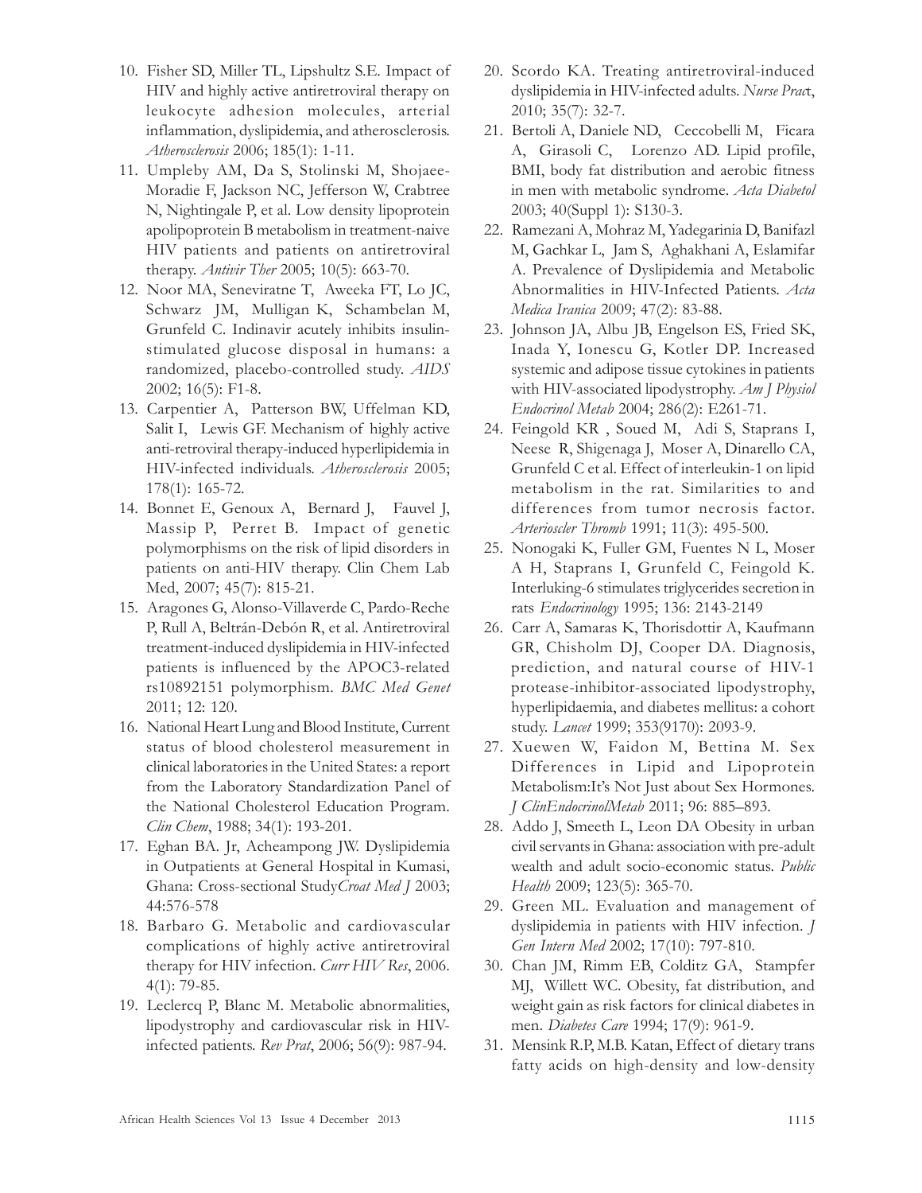10. Fisher SD, Miller TL, Lipshultz S.E. Impact of HIV and highly active antiretroviral therapy on leukocyte adhesion molecules, arterial inflammation, dyslipidemia, and atherosclerosis. *Atherosclerosis* 2006; 185(1): 1-11.
11. Umpleby AM, Da S, Stolinski M, Shojaee-Moradie F, Jackson NC, Jefferson W, Crabtree N, Nightingale P, et al. Low density lipoprotein apolipoprotein B metabolism in treatment-naive HIV patients and patients on antiretroviral therapy. *Antivir Ther* 2005; 10(5): 663-70.
12. Noor MA, Seneviratne T, Aweeka FT, Lo JC, Schwarz JM, Mulligan K, Schambelan M, Grunfeld C. Indinavir acutely inhibits insulin-stimulated glucose disposal in humans: a randomized, placebo-controlled study. *AIDS* 2002; 16(5): F1-8.
13. Carpentier A, Patterson BW, Uffelman KD, Salit I, Lewis GF. Mechanism of highly active anti-retroviral therapy-induced hyperlipidemia in HIV-infected individuals. *Atherosclerosis* 2005; 178(1): 165-72.
14. Bonnet E, Genoux A, Bernard J, Fauvel J, Massip P, Perret B. Impact of genetic polymorphisms on the risk of lipid disorders in patients on anti-HIV therapy. Clin Chem Lab Med, 2007; 45(7): 815-21.
15. Aragones G, Alonso-Villaverde C, Pardo-Reche P, Rull A, Beltrán-Debón R, et al. Antiretroviral treatment-induced dyslipidemia in HIV-infected patients is influenced by the APOC3-related rs10892151 polymorphism. *BMC Med Genet* 2011; 12: 120.
16. National Heart Lung and Blood Institute, Current status of blood cholesterol measurement in clinical laboratories in the United States: a report from the Laboratory Standardization Panel of the National Cholesterol Education Program. *Clin Chem*, 1988; 34(1): 193-201.
17. Eghan BA. Jr, Acheampong JW. Dyslipidemia in Outpatients at General Hospital in Kumasi, Ghana: Cross-sectional Study*Croat Med J* 2003; 44:576-578
18. Barbaro G. Metabolic and cardiovascular complications of highly active antiretroviral therapy for HIV infection. *Curr HIV Res*, 2006. 4(1): 79-85.
19. Leclercq P, Blanc M. Metabolic abnormalities, lipodystrophy and cardiovascular risk in HIV-infected patients. *Rev Prat*, 2006; 56(9): 987-94.
20. Scordo KA. Treating antiretroviral-induced dyslipidemia in HIV-infected adults. *Nurse Prac*t, 2010; 35(7): 32-7.
21. Bertoli A, Daniele ND, Ceccobelli M, Ficara A, Girasoli C, Lorenzo AD. Lipid profile, BMI, body fat distribution and aerobic fitness in men with metabolic syndrome. *Acta Diabetol* 2003; 40(Suppl 1): S130-3.
22. Ramezani A, Mohraz M, Yadegarinia D, Banifazl M, Gachkar L, Jam S, Aghakhani A, Eslamifar A. Prevalence of Dyslipidemia and Metabolic Abnormalities in HIV-Infected Patients. *Acta Medica Iranica* 2009; 47(2): 83-88.
23. Johnson JA, Albu JB, Engelson ES, Fried SK, Inada Y, Ionescu G, Kotler DP. Increased systemic and adipose tissue cytokines in patients with HIV-associated lipodystrophy. *Am J Physiol Endocrinol Metab* 2004; 286(2): E261-71.
24. Feingold KR , Soued M, Adi S, Staprans I, Neese R, Shigenaga J, Moser A, Dinarello CA, Grunfeld C et al. Effect of interleukin-1 on lipid metabolism in the rat. Similarities to and differences from tumor necrosis factor. *Arterioscler Thromb* 1991; 11(3): 495-500.
25. Nonogaki K, Fuller GM, Fuentes N L, Moser A H, Staprans I, Grunfeld C, Feingold K. Interluking-6 stimulates triglycerides secretion in rats *Endocrinology* 1995; 136: 2143-2149
26. Carr A, Samaras K, Thorisdottir A, Kaufmann GR, Chisholm DJ, Cooper DA. Diagnosis, prediction, and natural course of HIV-1 protease-inhibitor-associated lipodystrophy, hyperlipidaemia, and diabetes mellitus: a cohort study. *Lancet* 1999; 353(9170): 2093-9.
27. Xuewen W, Faidon M, Bettina M. Sex Differences in Lipid and Lipoprotein Metabolism:It's Not Just about Sex Hormones. *J ClinEndocrinolMetab* 2011; 96: 885–893.
28. Addo J, Smeeth L, Leon DA Obesity in urban civil servants in Ghana: association with pre-adult wealth and adult socio-economic status. *Public Health* 2009; 123(5): 365-70.
29. Green ML. Evaluation and management of dyslipidemia in patients with HIV infection. *J Gen Intern Med* 2002; 17(10): 797-810.
30. Chan JM, Rimm EB, Colditz GA, Stampfer MJ, Willett WC. Obesity, fat distribution, and weight gain as risk factors for clinical diabetes in men. *Diabetes Care* 1994; 17(9): 961-9.
31. Mensink R.P, M.B. Katan, Effect of dietary trans fatty acids on high-density and low-density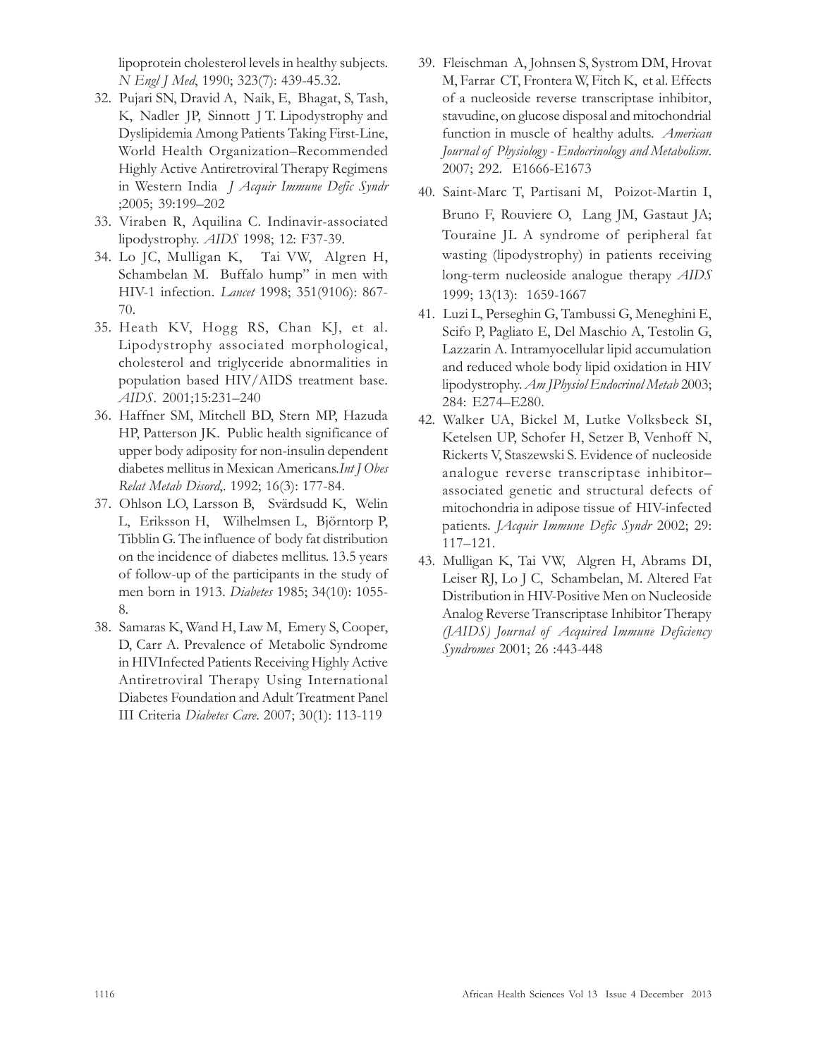lipoprotein cholesterol levels in healthy subjects. *N Engl J Med*, 1990; 323(7): 439-45.32.

32. Pujari SN, Dravid A, Naik, E, Bhagat, S, Tash, K, Nadler JP, Sinnott J T. Lipodystrophy and Dyslipidemia Among Patients Taking First-Line, World Health Organization–Recommended Highly Active Antiretroviral Therapy Regimens in Western India *J Acquir Immune Defic Syndr* ;2005; 39:199–202
33. Viraben R, Aquilina C. Indinavir-associated lipodystrophy. *AIDS* 1998; 12: F37-39.
34. Lo JC, Mulligan K, Tai VW, Algren H, Schambelan M. Buffalo hump" in men with HIV-1 infection. *Lancet* 1998; 351(9106): 867-70.
35. Heath KV, Hogg RS, Chan KJ, et al. Lipodystrophy associated morphological, cholesterol and triglyceride abnormalities in population based HIV/AIDS treatment base. *AIDS*. 2001;15:231–240
36. Haffner SM, Mitchell BD, Stern MP, Hazuda HP, Patterson JK. Public health significance of upper body adiposity for non-insulin dependent diabetes mellitus in Mexican Americans.*Int J Obes Relat Metab Disord*,. 1992; 16(3): 177-84.
37. Ohlson LO, Larsson B, Svärdsudd K, Welin L, Eriksson H, Wilhelmsen L, Björntorp P, Tibblin G. The influence of body fat distribution on the incidence of diabetes mellitus. 13.5 years of follow-up of the participants in the study of men born in 1913. *Diabetes* 1985; 34(10): 1055-8.
38. Samaras K, Wand H, Law M, Emery S, Cooper, D, Carr A. Prevalence of Metabolic Syndrome in HIVInfected Patients Receiving Highly Active Antiretroviral Therapy Using International Diabetes Foundation and Adult Treatment Panel III Criteria *Diabetes Care*. 2007; 30(1): 113-119
39. Fleischman A, Johnsen S, Systrom DM, Hrovat M, Farrar CT, Frontera W, Fitch K, et al. Effects of a nucleoside reverse transcriptase inhibitor, stavudine, on glucose disposal and mitochondrial function in muscle of healthy adults. *American Journal of Physiology - Endocrinology and Metabolism*. 2007; 292. E1666-E1673
40. Saint-Marc T, Partisani M, Poizot-Martin I, Bruno F, Rouviere O, Lang JM, Gastaut JA; Touraine JL A syndrome of peripheral fat wasting (lipodystrophy) in patients receiving long-term nucleoside analogue therapy *AIDS* 1999; 13(13): 1659-1667
41. Luzi L, Perseghin G, Tambussi G, Meneghini E, Scifo P, Pagliato E, Del Maschio A, Testolin G, Lazzarin A. Intramyocellular lipid accumulation and reduced whole body lipid oxidation in HIV lipodystrophy. *Am JPhysiol Endocrinol Metab* 2003; 284: E274–E280.
42. Walker UA, Bickel M, Lutke Volksbeck SI, Ketelsen UP, Schofer H, Setzer B, Venhoff N, Rickerts V, Staszewski S. Evidence of nucleoside analogue reverse transcriptase inhibitor–associated genetic and structural defects of mitochondria in adipose tissue of HIV-infected patients. *JAcquir Immune Defic Syndr* 2002; 29: 117–121.
43. Mulligan K, Tai VW, Algren H, Abrams DI, Leiser RJ, Lo J C, Schambelan, M. Altered Fat Distribution in HIV-Positive Men on Nucleoside Analog Reverse Transcriptase Inhibitor Therapy *(JAIDS) Journal of Acquired Immune Deficiency Syndromes* 2001; 26 :443-448